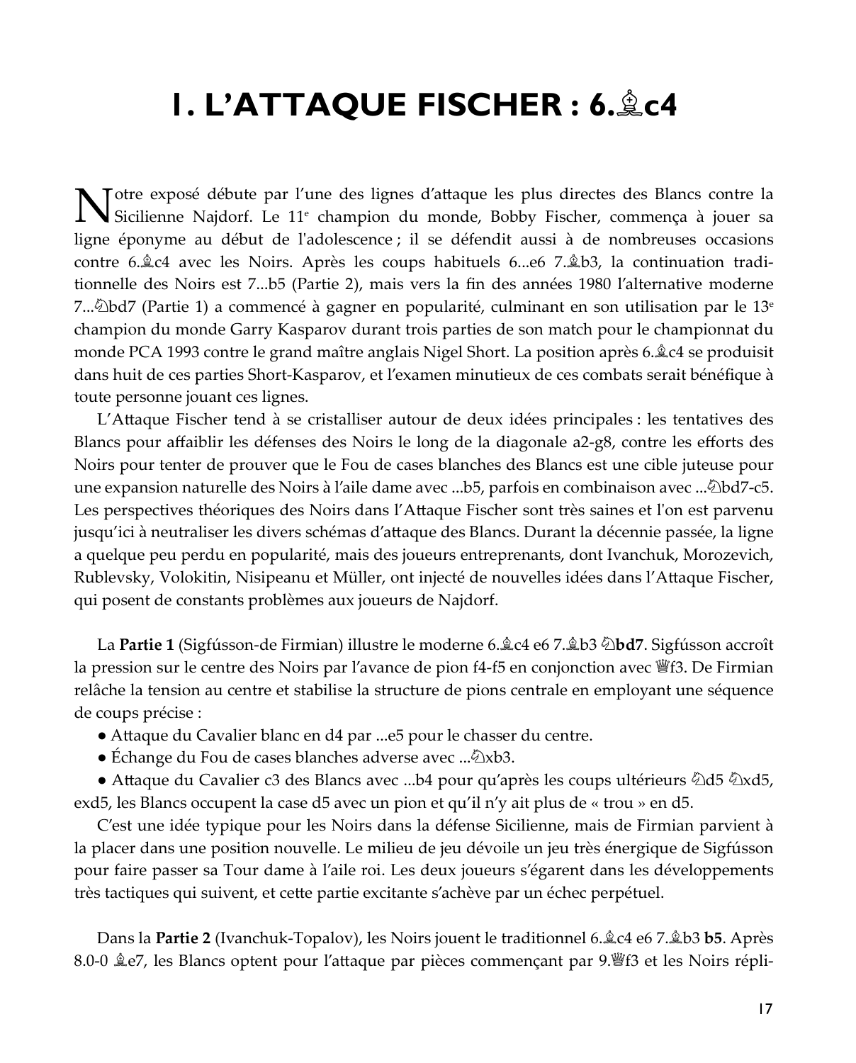# 1. L'ATTAQUE FISCHER : 6.♗c4

Notre exposé débute par l'une des lignes d'attaque les plus directes des Blancs contre la Sicilienne Najdorf. Le 11[e] champion du monde, Bobby Fischer, commença à jouer sa ligne éponyme au début de l'adolescence ; il se défendit aussi à de nombreuses occasions contre 6.♗c4 avec les Noirs. Après les coups habituels 6...e6 7.♗b3, la continuation traditionnelle des Noirs est 7...b5 (Partie 2), mais vers la fin des années 1980 l'alternative moderne 7...♘bd7 (Partie 1) a commencé à gagner en popularité, culminant en son utilisation par le 13[e] champion du monde Garry Kasparov durant trois parties de son match pour le championnat du monde PCA 1993 contre le grand maître anglais Nigel Short. La position après 6.♗c4 se produisit dans huit de ces parties Short-Kasparov, et l'examen minutieux de ces combats serait bénéfique à toute personne jouant ces lignes.

L'Attaque Fischer tend à se cristalliser autour de deux idées principales : les tentatives des Blancs pour affaiblir les défenses des Noirs le long de la diagonale a2-g8, contre les efforts des Noirs pour tenter de prouver que le Fou de cases blanches des Blancs est une cible juteuse pour une expansion naturelle des Noirs à l'aile dame avec ...b5, parfois en combinaison avec ...♘bd7-c5. Les perspectives théoriques des Noirs dans l'Attaque Fischer sont très saines et l'on est parvenu jusqu'ici à neutraliser les divers schémas d'attaque des Blancs. Durant la décennie passée, la ligne a quelque peu perdu en popularité, mais des joueurs entreprenants, dont Ivanchuk, Morozevich, Rublevsky, Volokitin, Nisipeanu et Müller, ont injecté de nouvelles idées dans l'Attaque Fischer, qui posent de constants problèmes aux joueurs de Najdorf.

La **Partie 1** (Sigfússon-de Firmian) illustre le moderne 6.♗c4 e6 7.♗b3 ♘**bd7**. Sigfússon accroît la pression sur le centre des Noirs par l'avance de pion f4-f5 en conjonction avec ♕f3. De Firmian relâche la tension au centre et stabilise la structure de pions centrale en employant une séquence de coups précise :

- Attaque du Cavalier blanc en d4 par ...e5 pour le chasser du centre.
- Échange du Fou de cases blanches adverse avec ...♘xb3.
- Attaque du Cavalier c3 des Blancs avec ...b4 pour qu'après les coups ultérieurs ♘d5 ♘xd5, exd5, les Blancs occupent la case d5 avec un pion et qu'il n'y ait plus de « trou » en d5.

C'est une idée typique pour les Noirs dans la défense Sicilienne, mais de Firmian parvient à la placer dans une position nouvelle. Le milieu de jeu dévoile un jeu très énergique de Sigfússon pour faire passer sa Tour dame à l'aile roi. Les deux joueurs s'égarent dans les développements très tactiques qui suivent, et cette partie excitante s'achève par un échec perpétuel.

Dans la **Partie 2** (Ivanchuk-Topalov), les Noirs jouent le traditionnel 6.♗c4 e6 7.♗b3 **b5**. Après 8.0-0 ♗e7, les Blancs optent pour l'attaque par pièces commençant par 9.♕f3 et les Noirs répli-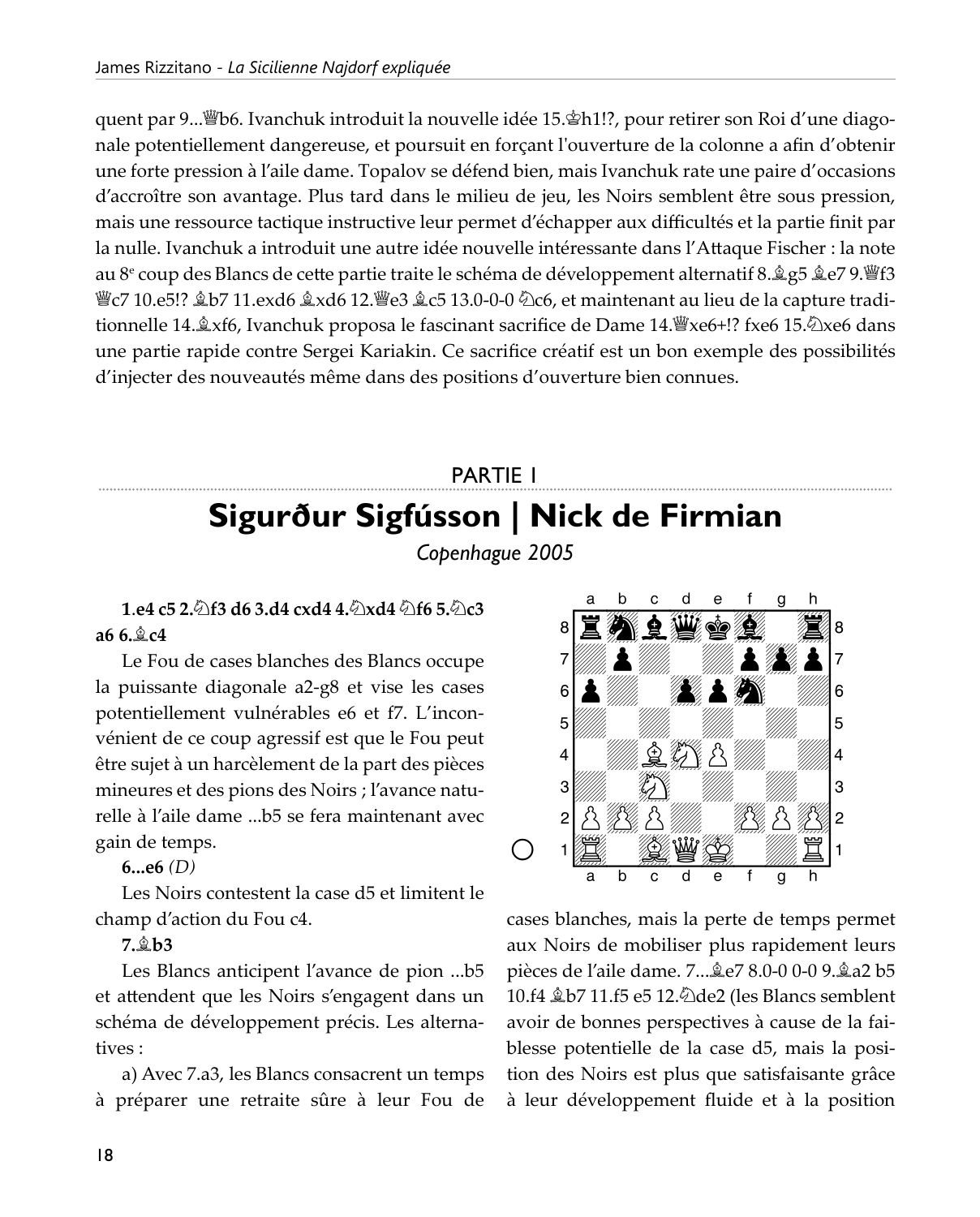quent par 9...♕b6. Ivanchuk introduit la nouvelle idée 15.♔h1!?, pour retirer son Roi d'une diagonale potentiellement dangereuse, et poursuit en forçant l'ouverture de la colonne a afin d'obtenir une forte pression à l'aile dame. Topalov se défend bien, mais Ivanchuk rate une paire d'occasions d'accroître son avantage. Plus tard dans le milieu de jeu, les Noirs semblent être sous pression, mais une ressource tactique instructive leur permet d'échapper aux difficultés et la partie finit par la nulle. Ivanchuk a introduit une autre idée nouvelle intéressante dans l'Attaque Fischer : la note au 8e coup des Blancs de cette partie traite le schéma de développement alternatif 8.♗g5 ♗e7 9.♕f3 ♕c7 10.e5!? ♗b7 11.exd6 ♗xd6 12.♕e3 ♗c5 13.0-0-0 ♘c6, et maintenant au lieu de la capture traditionnelle 14.♗xf6, Ivanchuk proposa le fascinant sacrifice de Dame 14.♕xe6+!? fxe6 15.♘xe6 dans une partie rapide contre Sergei Kariakin. Ce sacrifice créatif est un bon exemple des possibilités d'injecter des nouveautés même dans des positions d'ouverture bien connues.

PARTIE 1

# Sigurður Sigfússon | Nick de Firmian

*Copenhague 2005*

**1.e4 c5 2.♘f3 d6 3.d4 cxd4 4.♘xd4 ♘f6 5.♘c3 a6 6.♗c4**

Le Fou de cases blanches des Blancs occupe la puissante diagonale a2-g8 et vise les cases potentiellement vulnérables e6 et f7. L'inconvénient de ce coup agressif est que le Fou peut être sujet à un harcèlement de la part des pièces mineures et des pions des Noirs ; l'avance naturelle à l'aile dame ...b5 se fera maintenant avec gain de temps.

**6...e6** *(D)*

Les Noirs contestent la case d5 et limitent le champ d'action du Fou c4.

**7.♗b3**

Les Blancs anticipent l'avance de pion ...b5 et attendent que les Noirs s'engagent dans un schéma de développement précis. Les alternatives :

a) Avec 7.a3, les Blancs consacrent un temps à préparer une retraite sûre à leur Fou de cases blanches, mais la perte de temps permet aux Noirs de mobiliser plus rapidement leurs pièces de l'aile dame. 7...♗e7 8.0-0 0-0 9.♗a2 b5 10.f4 ♗b7 11.f5 e5 12.♘de2 (les Blancs semblent avoir de bonnes perspectives à cause de la faiblesse potentielle de la case d5, mais la position des Noirs est plus que satisfaisante grâce à leur développement fluide et à la position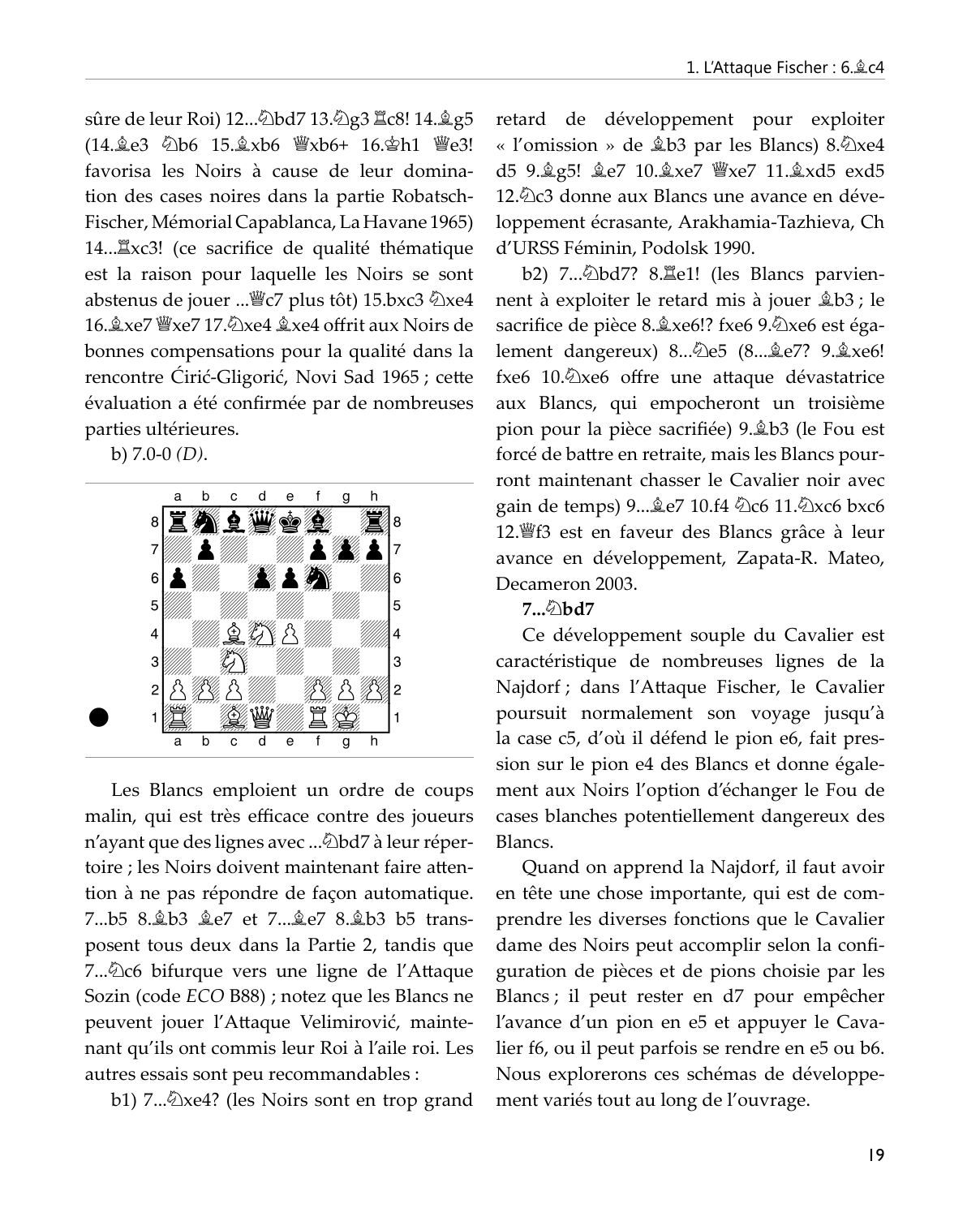sûre de leur Roi) 12...♘bd7 13.♘g3 ♖c8! 14.♗g5 (14.♗e3 ♘b6 15.♗xb6 ♕xb6+ 16.♔h1 ♕e3! favorisa les Noirs à cause de leur domination des cases noires dans la partie Robatsch-Fischer, Mémorial Capablanca, La Havane 1965) 14...♖xc3! (ce sacrifice de qualité thématique est la raison pour laquelle les Noirs se sont abstenus de jouer ...♕c7 plus tôt) 15.bxc3 ♘xe4 16.♗xe7 ♕xe7 17.♘xe4 ♗xe4 offrit aux Noirs de bonnes compensations pour la qualité dans la rencontre Ćirić-Gligorić, Novi Sad 1965 ; cette évaluation a été confirmée par de nombreuses parties ultérieures.

b) 7.0-0 *(D)*.

Les Blancs emploient un ordre de coups malin, qui est très efficace contre des joueurs n'ayant que des lignes avec ...♘bd7 à leur répertoire ; les Noirs doivent maintenant faire attention à ne pas répondre de façon automatique. 7...b5 8.♗b3 ♗e7 et 7...♗e7 8.♗b3 b5 transposent tous deux dans la Partie 2, tandis que 7...♘c6 bifurque vers une ligne de l'Attaque Sozin (code *ECO* B88) ; notez que les Blancs ne peuvent jouer l'Attaque Velimirović, maintenant qu'ils ont commis leur Roi à l'aile roi. Les autres essais sont peu recommandables :

b1) 7...♘xe4? (les Noirs sont en trop grand retard de développement pour exploiter « l'omission » de ♗b3 par les Blancs) 8.♘xe4 d5 9.♗g5! ♗e7 10.♗xe7 ♕xe7 11.♗xd5 exd5 12.♘c3 donne aux Blancs une avance en développement écrasante, Arakhamia-Tazhieva, Ch d'URSS Féminin, Podolsk 1990.

b2) 7...♘bd7? 8.♖e1! (les Blancs parviennent à exploiter le retard mis à jouer ♗b3 ; le sacrifice de pièce 8.♗xe6!? fxe6 9.♘xe6 est également dangereux) 8...♘e5 (8...♗e7? 9.♗xe6! fxe6 10.♘xe6 offre une attaque dévastatrice aux Blancs, qui empocheront un troisième pion pour la pièce sacrifiée) 9.♗b3 (le Fou est forcé de battre en retraite, mais les Blancs pourront maintenant chasser le Cavalier noir avec gain de temps) 9...♗e7 10.f4 ♘c6 11.♘xc6 bxc6 12.♕f3 est en faveur des Blancs grâce à leur avance en développement, Zapata-R. Mateo, Decameron 2003.

**7...♘bd7**

Ce développement souple du Cavalier est caractéristique de nombreuses lignes de la Najdorf ; dans l'Attaque Fischer, le Cavalier poursuit normalement son voyage jusqu'à la case c5, d'où il défend le pion e6, fait pression sur le pion e4 des Blancs et donne également aux Noirs l'option d'échanger le Fou de cases blanches potentiellement dangereux des Blancs.

Quand on apprend la Najdorf, il faut avoir en tête une chose importante, qui est de comprendre les diverses fonctions que le Cavalier dame des Noirs peut accomplir selon la configuration de pièces et de pions choisie par les Blancs ; il peut rester en d7 pour empêcher l'avance d'un pion en e5 et appuyer le Cavalier f6, ou il peut parfois se rendre en e5 ou b6. Nous explorerons ces schémas de développement variés tout au long de l'ouvrage.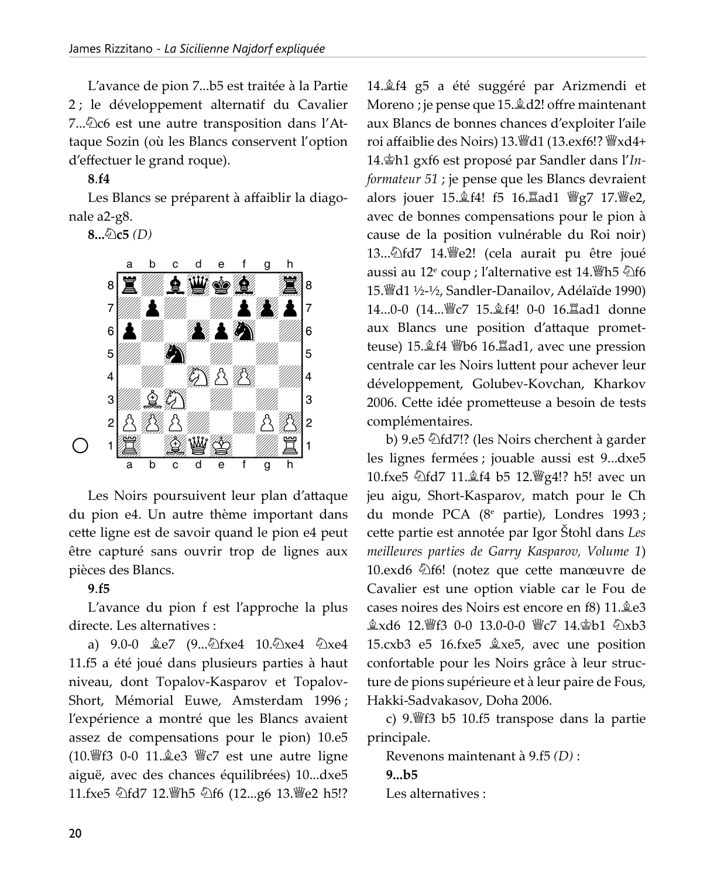L'avance de pion 7...b5 est traitée à la Partie 2 ; le développement alternatif du Cavalier 7...♘c6 est une autre transposition dans l'Attaque Sozin (où les Blancs conservent l'option d'effectuer le grand roque).

**8.f4**

Les Blancs se préparent à affaiblir la diagonale a2-g8.

**8...♘c5** *(D)*

Les Noirs poursuivent leur plan d'attaque du pion e4. Un autre thème important dans cette ligne est de savoir quand le pion e4 peut être capturé sans ouvrir trop de lignes aux pièces des Blancs.

**9.f5**

L'avance du pion f est l'approche la plus directe. Les alternatives :

a) 9.0-0 ♗e7 (9...♘fxe4 10.♘xe4 ♘xe4 11.f5 a été joué dans plusieurs parties à haut niveau, dont Topalov-Kasparov et Topalov-Short, Mémorial Euwe, Amsterdam 1996 ; l'expérience a montré que les Blancs avaient assez de compensations pour le pion) 10.e5 (10.♕f3 0-0 11.♗e3 ♕c7 est une autre ligne aiguë, avec des chances équilibrées) 10...dxe5 11.fxe5 ♘fd7 12.♕h5 ♘f6 (12...g6 13.♕e2 h5!? 14.♗f4 g5 a été suggéré par Arizmendi et Moreno ; je pense que 15.♗d2! offre maintenant aux Blancs de bonnes chances d'exploiter l'aile roi affaiblie des Noirs) 13.♕d1 (13.exf6!? ♕xd4+ 14.♔h1 gxf6 est proposé par Sandler dans l'*Informateur 51* ; je pense que les Blancs devraient alors jouer 15.♗f4! f5 16.♖ad1 ♕g7 17.♕e2, avec de bonnes compensations pour le pion à cause de la position vulnérable du Roi noir) 13...♘fd7 14.♕e2! (cela aurait pu être joué aussi au 12e coup ; l'alternative est 14.♕h5 ♘f6 15.♕d1 ½-½, Sandler-Danailov, Adélaïde 1990) 14...0-0 (14...♕c7 15.♗f4! 0-0 16.♖ad1 donne aux Blancs une position d'attaque prometteuse) 15.♗f4 ♕b6 16.♖ad1, avec une pression centrale car les Noirs luttent pour achever leur développement, Golubev-Kovchan, Kharkov 2006. Cette idée prometteuse a besoin de tests complémentaires.

b) 9.e5 ♘fd7!? (les Noirs cherchent à garder les lignes fermées ; jouable aussi est 9...dxe5 10.fxe5 ♘fd7 11.♗f4 b5 12.♕g4!? h5! avec un jeu aigu, Short-Kasparov, match pour le Ch du monde PCA (8e partie), Londres 1993 ; cette partie est annotée par Igor Štohl dans *Les meilleures parties de Garry Kasparov, Volume 1*) 10.exd6 ♘f6! (notez que cette manœuvre de Cavalier est une option viable car le Fou de cases noires des Noirs est encore en f8) 11.♗e3 ♗xd6 12.♕f3 0-0 13.0-0-0 ♕c7 14.♔b1 ♘xb3 15.cxb3 e5 16.fxe5 ♗xe5, avec une position confortable pour les Noirs grâce à leur structure de pions supérieure et à leur paire de Fous, Hakki-Sadvakasov, Doha 2006.

c) 9.♕f3 b5 10.f5 transpose dans la partie principale.

Revenons maintenant à 9.f5 *(D)* :

**9...b5**

Les alternatives :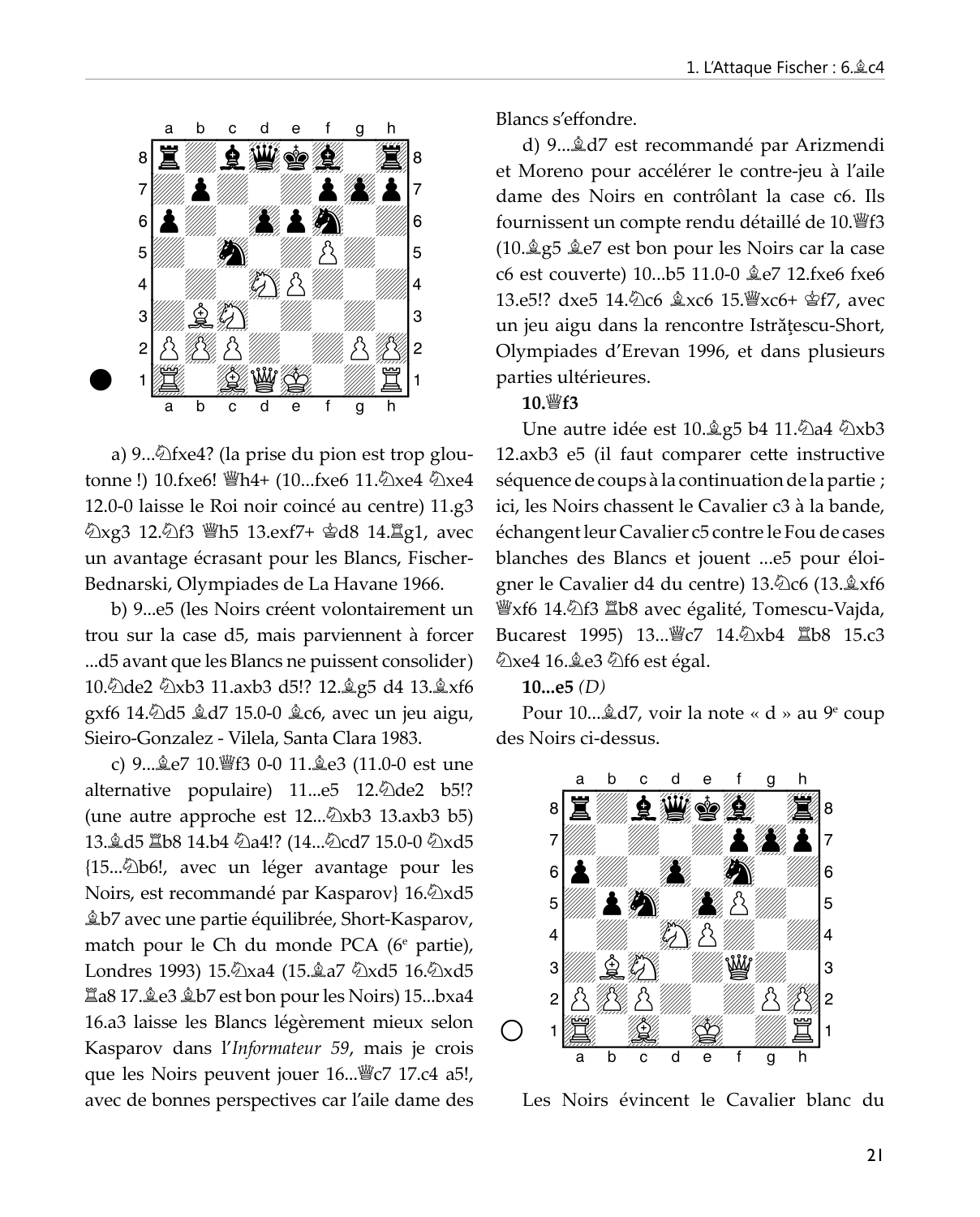a) 9...♘fxe4? (la prise du pion est trop gloutonne !) 10.fxe6! ♕h4+ (10...fxe6 11.♘xe4 ♘xe4 12.0-0 laisse le Roi noir coincé au centre) 11.g3 ♘xg3 12.♘f3 ♕h5 13.exf7+ ♔d8 14.♖g1, avec un avantage écrasant pour les Blancs, Fischer-Bednarski, Olympiades de La Havane 1966.

b) 9...e5 (les Noirs créent volontairement un trou sur la case d5, mais parviennent à forcer ...d5 avant que les Blancs ne puissent consolider) 10.♘de2 ♘xb3 11.axb3 d5!? 12.♗g5 d4 13.♗xf6 gxf6 14.♘d5 ♗d7 15.0-0 ♗c6, avec un jeu aigu, Sieiro-Gonzalez - Vilela, Santa Clara 1983.

c) 9...♗e7 10.♕f3 0-0 11.♗e3 (11.0-0 est une alternative populaire) 11...e5 12.♘de2 b5!? (une autre approche est 12...♘xb3 13.axb3 b5) 13.♗d5 ♖b8 14.b4 ♘a4!? (14...♘cd7 15.0-0 ♘xd5 {15...♘b6!, avec un léger avantage pour les Noirs, est recommandé par Kasparov} 16.♘xd5 ♗b7 avec une partie équilibrée, Short-Kasparov, match pour le Ch du monde PCA (6e partie), Londres 1993) 15.♘xa4 (15.♗a7 ♘xd5 16.♘xd5 ♖a8 17.♗e3 ♗b7 est bon pour les Noirs) 15...bxa4 16.a3 laisse les Blancs légèrement mieux selon Kasparov dans l'*Informateur 59*, mais je crois que les Noirs peuvent jouer 16...♕c7 17.c4 a5!, avec de bonnes perspectives car l'aile dame des Blancs s'effondre.

d) 9...♗d7 est recommandé par Arizmendi et Moreno pour accélérer le contre-jeu à l'aile dame des Noirs en contrôlant la case c6. Ils fournissent un compte rendu détaillé de 10.♕f3 (10.♗g5 ♗e7 est bon pour les Noirs car la case c6 est couverte) 10...b5 11.0-0 ♗e7 12.fxe6 fxe6 13.e5!? dxe5 14.♘c6 ♗xc6 15.♕xc6+ ♔f7, avec un jeu aigu dans la rencontre Istrățescu-Short, Olympiades d'Erevan 1996, et dans plusieurs parties ultérieures.

**10.♕f3**

Une autre idée est 10.♗g5 b4 11.♘a4 ♘xb3 12.axb3 e5 (il faut comparer cette instructive séquence de coups à la continuation de la partie ; ici, les Noirs chassent le Cavalier c3 à la bande, échangent leur Cavalier c5 contre le Fou de cases blanches des Blancs et jouent ...e5 pour éloigner le Cavalier d4 du centre) 13.♘c6 (13.♗xf6 ♕xf6 14.♘f3 ♖b8 avec égalité, Tomescu-Vajda, Bucarest 1995) 13...♕c7 14.♘xb4 ♖b8 15.c3 ♘xe4 16.♗e3 ♘f6 est égal.

**10...e5** *(D)*

Pour 10...♗d7, voir la note « d » au 9e coup des Noirs ci-dessus.

Les Noirs évincent le Cavalier blanc du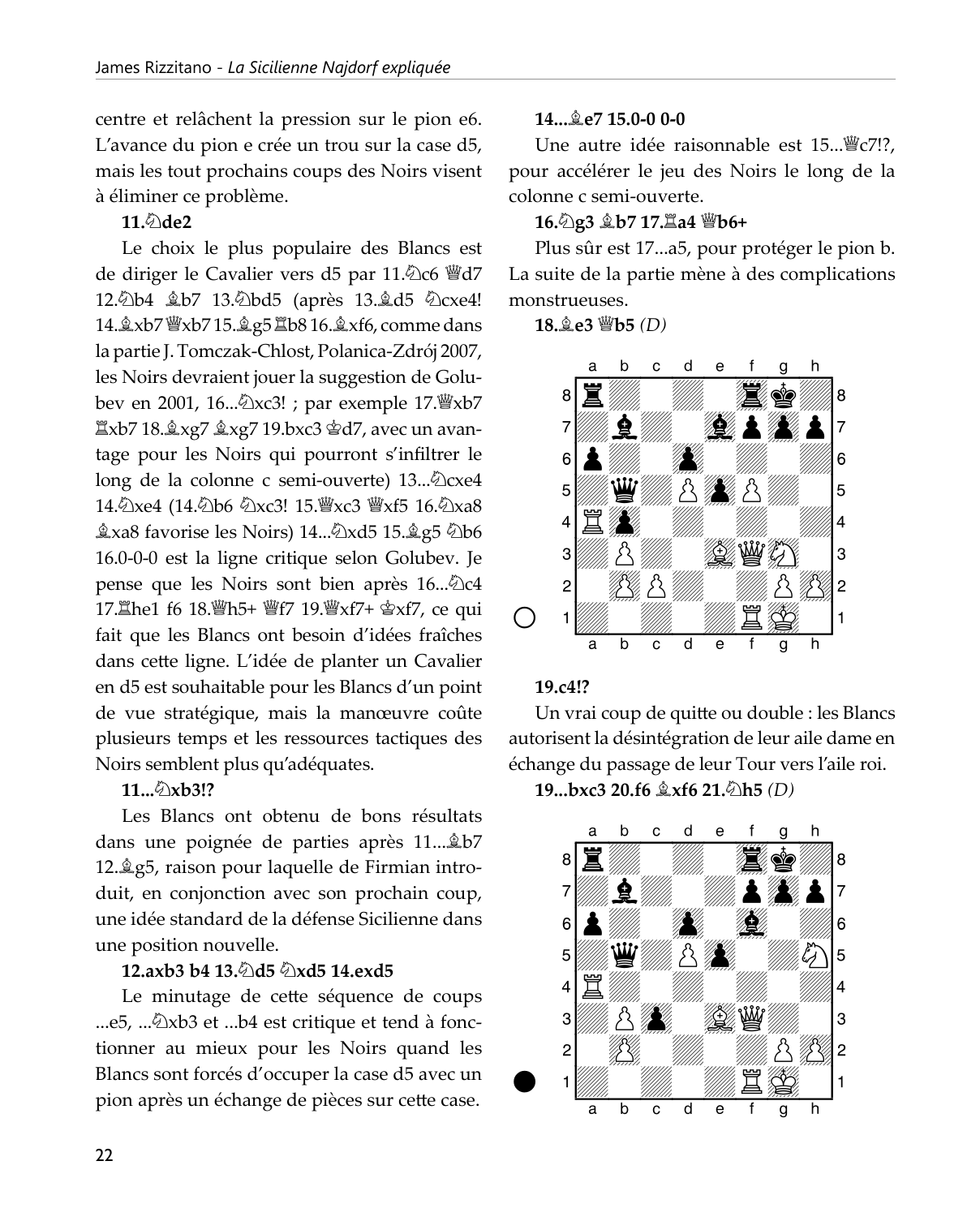centre et relâchent la pression sur le pion e6. L'avance du pion e crée un trou sur la case d5, mais les tout prochains coups des Noirs visent à éliminer ce problème.

**11.♘de2**

Le choix le plus populaire des Blancs est de diriger le Cavalier vers d5 par 11.♘c6 ♕d7 12.♘b4 ♗b7 13.♘bd5 (après 13.♗d5 ♘cxe4! 14.♗xb7♕xb7 15.♗g5 ♖b8 16.♗xf6, comme dans la partie J. Tomczak-Chlost, Polanica-Zdrój 2007, les Noirs devraient jouer la suggestion de Golubev en 2001, 16...♘xc3! ; par exemple 17.♕xb7 ♖xb7 18.♗xg7 ♗xg7 19.bxc3 ♔d7, avec un avantage pour les Noirs qui pourront s'infiltrer le long de la colonne c semi-ouverte) 13...♘cxe4 14.♘xe4 (14.♘b6 ♘xc3! 15.♕xc3 ♕xf5 16.♘xa8 ♗xa8 favorise les Noirs) 14...♘xd5 15.♗g5 ♘b6 16.0-0-0 est la ligne critique selon Golubev. Je pense que les Noirs sont bien après 16...♘c4 17.♖he1 f6 18.♕h5+ ♕f7 19.♕xf7+ ♔xf7, ce qui fait que les Blancs ont besoin d'idées fraîches dans cette ligne. L'idée de planter un Cavalier en d5 est souhaitable pour les Blancs d'un point de vue stratégique, mais la manœuvre coûte plusieurs temps et les ressources tactiques des Noirs semblent plus qu'adéquates.

**11...♘xb3!?**

Les Blancs ont obtenu de bons résultats dans une poignée de parties après 11...♗b7 12.♗g5, raison pour laquelle de Firmian introduit, en conjonction avec son prochain coup, une idée standard de la défense Sicilienne dans une position nouvelle.

**12.axb3 b4 13.♘d5 ♘xd5 14.exd5**

Le minutage de cette séquence de coups ...e5, ...♘xb3 et ...b4 est critique et tend à fonctionner au mieux pour les Noirs quand les Blancs sont forcés d'occuper la case d5 avec un pion après un échange de pièces sur cette case.

**14...♗e7 15.0-0 0-0**

Une autre idée raisonnable est 15...♕c7!?, pour accélérer le jeu des Noirs le long de la colonne c semi-ouverte.

**16.♘g3 ♗b7 17.♖a4 ♕b6+**

Plus sûr est 17...a5, pour protéger le pion b. La suite de la partie mène à des complications monstrueuses.

**18.♗e3 ♕b5** *(D)*

**19.c4!?**

Un vrai coup de quitte ou double : les Blancs autorisent la désintégration de leur aile dame en échange du passage de leur Tour vers l'aile roi.

**19...bxc3 20.f6 ♗xf6 21.♘h5** *(D)*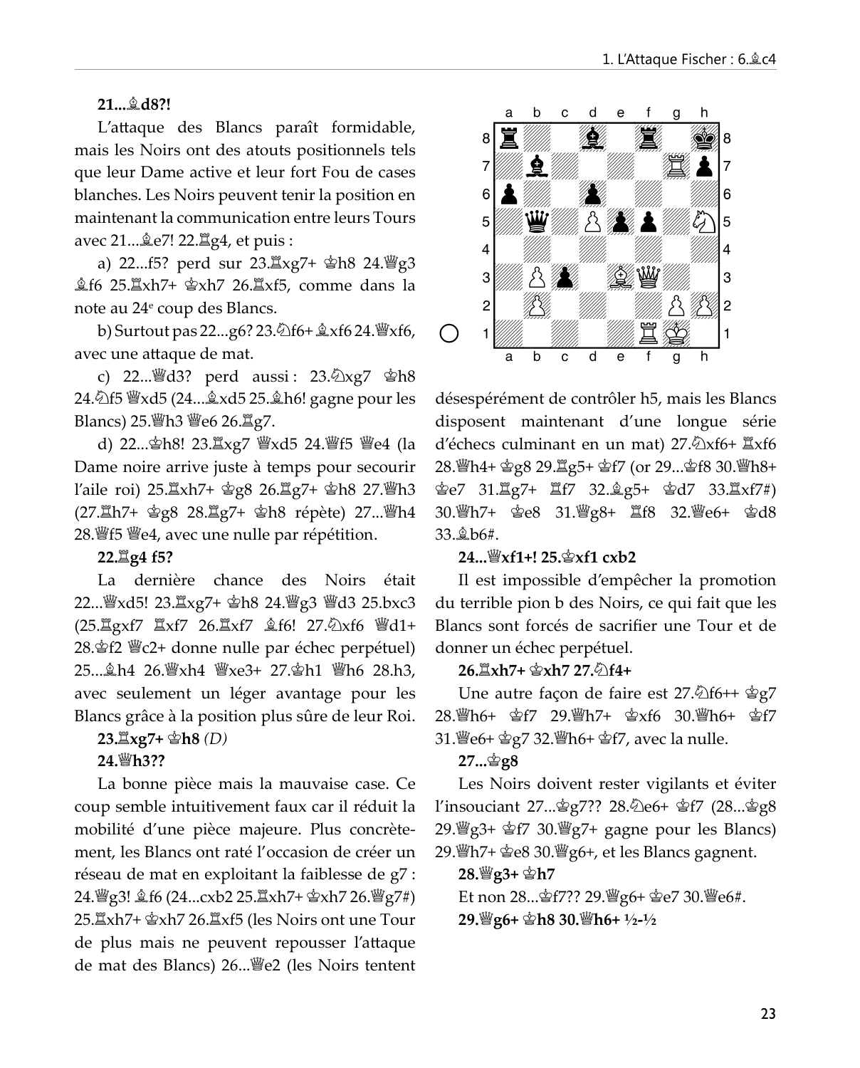**21...♗d8?!**

L'attaque des Blancs paraît formidable, mais les Noirs ont des atouts positionnels tels que leur Dame active et leur fort Fou de cases blanches. Les Noirs peuvent tenir la position en maintenant la communication entre leurs Tours avec 21...♗e7! 22.♖g4, et puis :

a) 22...f5? perd sur 23.♖xg7+ ♔h8 24.♕g3 ♗f6 25.♖xh7+ ♔xh7 26.♖xf5, comme dans la note au 24ᵉ coup des Blancs.

b) Surtout pas 22...g6? 23.♘f6+ ♗xf6 24.♕xf6, avec une attaque de mat.

c) 22...♕d3? perd aussi : 23.♘xg7 ♔h8 24.♘f5 ♕xd5 (24...♗xd5 25.♗h6! gagne pour les Blancs) 25.♕h3 ♕e6 26.♖g7.

d) 22...♔h8! 23.♖xg7 ♕xd5 24.♕f5 ♕e4 (la Dame noire arrive juste à temps pour secourir l'aile roi) 25.♖xh7+ ♔g8 26.♖g7+ ♔h8 27.♕h3 (27.♖h7+ ♔g8 28.♖g7+ ♔h8 répète) 27...♕h4 28.♕f5 ♕e4, avec une nulle par répétition.

**22.♖g4 f5?**

La dernière chance des Noirs était 22...♕xd5! 23.♖xg7+ ♔h8 24.♕g3 ♕d3 25.bxc3 (25.♖gxf7 ♖xf7 26.♖xf7 ♗f6! 27.♘xf6 ♕d1+ 28.♔f2 ♕c2+ donne nulle par échec perpétuel) 25...♗h4 26.♕xh4 ♕xe3+ 27.♔h1 ♕h6 28.h3, avec seulement un léger avantage pour les Blancs grâce à la position plus sûre de leur Roi.

**23.♖xg7+ ♔h8** *(D)*

**24.♕h3??**

La bonne pièce mais la mauvaise case. Ce coup semble intuitivement faux car il réduit la mobilité d'une pièce majeure. Plus concrètement, les Blancs ont raté l'occasion de créer un réseau de mat en exploitant la faiblesse de g7 : 24.♕g3! ♗f6 (24...cxb2 25.♖xh7+ ♔xh7 26.♕g7#) 25.♖xh7+ ♔xh7 26.♖xf5 (les Noirs ont une Tour de plus mais ne peuvent repousser l'attaque de mat des Blancs) 26...♕e2 (les Noirs tentent désespérément de contrôler h5, mais les Blancs disposent maintenant d'une longue série d'échecs culminant en un mat) 27.♘xf6+ ♖xf6 28.♕h4+ ♔g8 29.♖g5+ ♔f7 (or 29...♔f8 30.♕h8+ ♔e7 31.♖g7+ ♖f7 32.♗g5+ ♔d7 33.♖xf7#) 30.♕h7+ ♔e8 31.♕g8+ ♖f8 32.♕e6+ ♔d8 33.♗b6#.

**24...♕xf1+! 25.♔xf1 cxb2**

Il est impossible d'empêcher la promotion du terrible pion b des Noirs, ce qui fait que les Blancs sont forcés de sacrifier une Tour et de donner un échec perpétuel.

**26.♖xh7+ ♔xh7 27.♘f4+**

Une autre façon de faire est 27.♘f6++ ♔g7 28.♕h6+ ♔f7 29.♕h7+ ♔xf6 30.♕h6+ ♔f7 31.♕e6+ ♔g7 32.♕h6+ ♔f7, avec la nulle.

**27...♔g8**

Les Noirs doivent rester vigilants et éviter l'insouciant 27...♔g7?? 28.♘e6+ ♔f7 (28...♔g8 29.♕g3+ ♔f7 30.♕g7+ gagne pour les Blancs) 29.♕h7+ ♔e8 30.♕g6+, et les Blancs gagnent.

**28.♕g3+ ♔h7**

Et non 28...♔f7?? 29.♕g6+ ♔e7 30.♕e6#.

**29.♕g6+ ♔h8 30.♕h6+ ½-½**